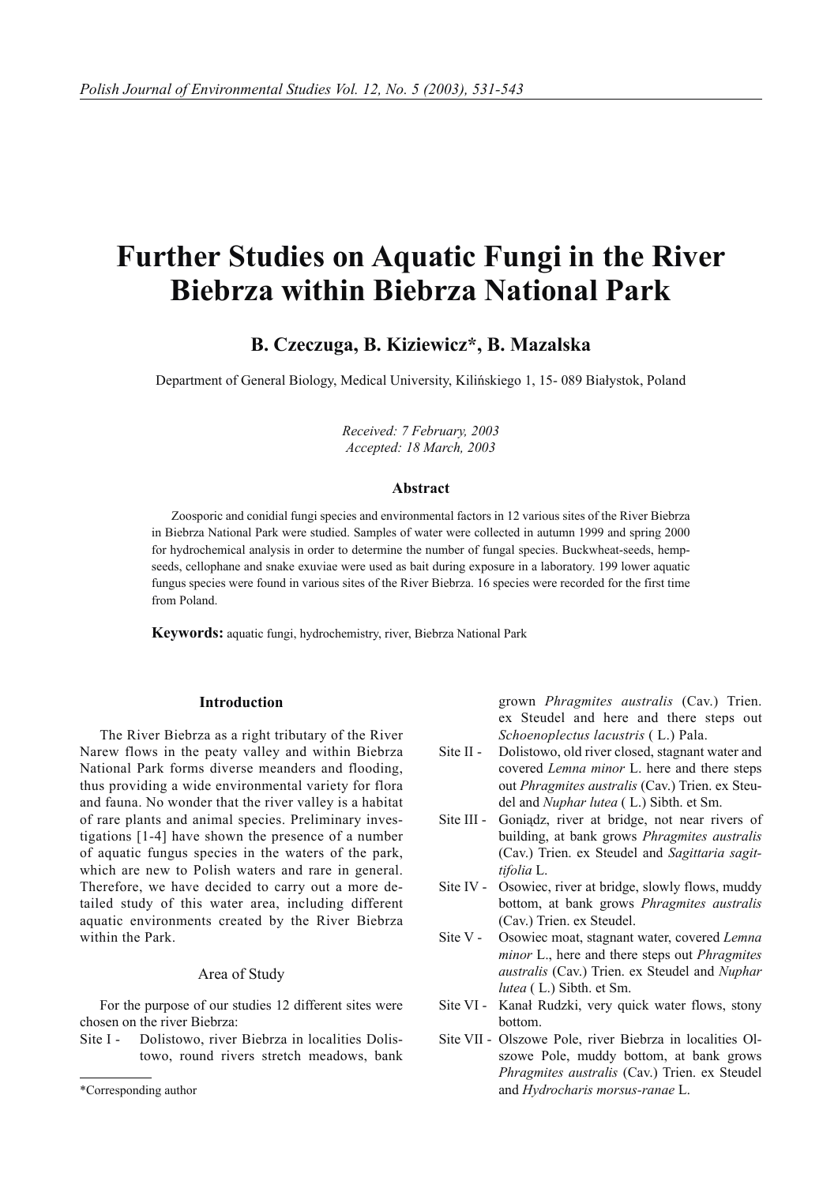# Further Studies on Aquatic Fungi in the River Biebrza within Biebrza National Park

**B. Czeczuga, B. Kiziewicz*, B. Mazalska**

Department of General Biology, Medical University, Kilińskiego 1, 15- 089 Białystok, Poland

*Received: 7 February, 2003*
*Accepted: 18 March, 2003*

### Abstract

Zoosporic and conidial fungi species and environmental factors in 12 various sites of the River Biebrza in Biebrza National Park were studied. Samples of water were collected in autumn 1999 and spring 2000 for hydrochemical analysis in order to determine the number of fungal species. Buckwheat-seeds, hemp-seeds, cellophane and snake exuviae were used as bait during exposure in a laboratory. 199 lower aquatic fungus species were found in various sites of the River Biebrza. 16 species were recorded for the first time from Poland.

**Keywords:** aquatic fungi, hydrochemistry, river, Biebrza National Park

## Introduction

The River Biebrza as a right tributary of the River Narew flows in the peaty valley and within Biebrza National Park forms diverse meanders and flooding, thus providing a wide environmental variety for flora and fauna. No wonder that the river valley is a habitat of rare plants and animal species. Preliminary investigations [1-4] have shown the presence of a number of aquatic fungus species in the waters of the park, which are new to Polish waters and rare in general. Therefore, we have decided to carry out a more detailed study of this water area, including different aquatic environments created by the River Biebrza within the Park.

## Area of Study

For the purpose of our studies 12 different sites were chosen on the river Biebrza:

- Site I - Dolistowo, river Biebrza in localities Dolistowo, round rivers stretch meadows, bank grown *Phragmites australis* (Cav.) Trien. ex Steudel and here and there steps out *Schoenoplectus lacustris* ( L.) Pala.
- Site II - Dolistowo, old river closed, stagnant water and covered *Lemna minor* L. here and there steps out *Phragmites australis* (Cav.) Trien. ex Steudel and *Nuphar lutea* ( L.) Sibth. et Sm.
- Site III - Goniądz, river at bridge, not near rivers of building, at bank grows *Phragmites australis* (Cav.) Trien. ex Steudel and *Sagittaria sagittifolia* L.
- Site IV - Osowiec, river at bridge, slowly flows, muddy bottom, at bank grows *Phragmites australis* (Cav.) Trien. ex Steudel.
- Site V - Osowiec moat, stagnant water, covered *Lemna minor* L., here and there steps out *Phragmites australis* (Cav.) Trien. ex Steudel and *Nuphar lutea* ( L.) Sibth. et Sm.
- Site VI - Kanał Rudzki, very quick water flows, stony bottom.
- Site VII - Olszowe Pole, river Biebrza in localities Olszowe Pole, muddy bottom, at bank grows *Phragmites australis* (Cav.) Trien. ex Steudel and *Hydrocharis morsus-ranae* L.

*Corresponding author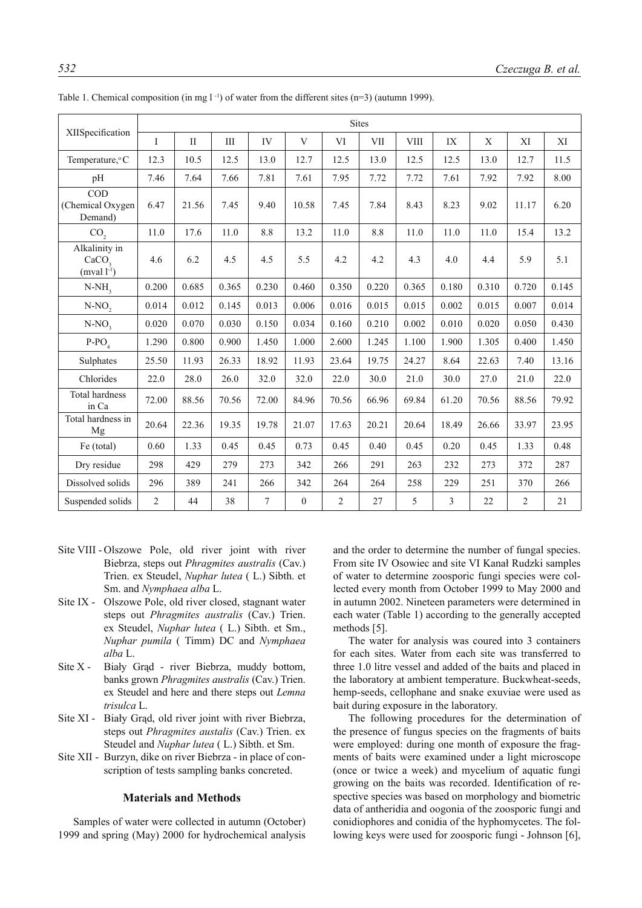Table 1. Chemical composition (in mg l [-1]) of water from the different sites (n=3) (autumn 1999).

| XIISpecification | Sites | | | | | | | | | | | |
|---|---|---|---|---|---|---|---|---|---|---|---|---|
| | I | II | III | IV | V | VI | VII | VIII | IX | X | XI | XI |
| Temperature,°C | 12.3 | 10.5 | 12.5 | 13.0 | 12.7 | 12.5 | 13.0 | 12.5 | 12.5 | 13.0 | 12.7 | 11.5 |
| pH | 7.46 | 7.64 | 7.66 | 7.81 | 7.61 | 7.95 | 7.72 | 7.72 | 7.61 | 7.92 | 7.92 | 8.00 |
| COD (Chemical Oxygen Demand) | 6.47 | 21.56 | 7.45 | 9.40 | 10.58 | 7.45 | 7.84 | 8.43 | 8.23 | 9.02 | 11.17 | 6.20 |
| $CO_2$ | 11.0 | 17.6 | 11.0 | 8.8 | 13.2 | 11.0 | 8.8 | 11.0 | 11.0 | 11.0 | 15.4 | 13.2 |
| Alkalinity in $CaCO_3$ (mval $l^{-1}$) | 4.6 | 6.2 | 4.5 | 4.5 | 5.5 | 4.2 | 4.2 | 4.3 | 4.0 | 4.4 | 5.9 | 5.1 |
| $N\text{-}NH_3$ | 0.200 | 0.685 | 0.365 | 0.230 | 0.460 | 0.350 | 0.220 | 0.365 | 0.180 | 0.310 | 0.720 | 0.145 |
| $N\text{-}NO_2$ | 0.014 | 0.012 | 0.145 | 0.013 | 0.006 | 0.016 | 0.015 | 0.015 | 0.002 | 0.015 | 0.007 | 0.014 |
| $N\text{-}NO_3$ | 0.020 | 0.070 | 0.030 | 0.150 | 0.034 | 0.160 | 0.210 | 0.002 | 0.010 | 0.020 | 0.050 | 0.430 |
| $P\text{-}PO_4$ | 1.290 | 0.800 | 0.900 | 1.450 | 1.000 | 2.600 | 1.245 | 1.100 | 1.900 | 1.305 | 0.400 | 1.450 |
| Sulphates | 25.50 | 11.93 | 26.33 | 18.92 | 11.93 | 23.64 | 19.75 | 24.27 | 8.64 | 22.63 | 7.40 | 13.16 |
| Chlorides | 22.0 | 28.0 | 26.0 | 32.0 | 32.0 | 22.0 | 30.0 | 21.0 | 30.0 | 27.0 | 21.0 | 22.0 |
| Total hardness in Ca | 72.00 | 88.56 | 70.56 | 72.00 | 84.96 | 70.56 | 66.96 | 69.84 | 61.20 | 70.56 | 88.56 | 79.92 |
| Total hardness in Mg | 20.64 | 22.36 | 19.35 | 19.78 | 21.07 | 17.63 | 20.21 | 20.64 | 18.49 | 26.66 | 33.97 | 23.95 |
| Fe (total) | 0.60 | 1.33 | 0.45 | 0.45 | 0.73 | 0.45 | 0.40 | 0.45 | 0.20 | 0.45 | 1.33 | 0.48 |
| Dry residue | 298 | 429 | 279 | 273 | 342 | 266 | 291 | 263 | 232 | 273 | 372 | 287 |
| Dissolved solids | 296 | 389 | 241 | 266 | 342 | 264 | 264 | 258 | 229 | 251 | 370 | 266 |
| Suspended solids | 2 | 44 | 38 | 7 | 0 | 2 | 27 | 5 | 3 | 22 | 2 | 21 |

Site VIII - Olszowe Pole, old river joint with river Biebrza, steps out *Phragmites australis* (Cav.) Trien. ex Steudel, *Nuphar lutea* ( L.) Sibth. et Sm. and *Nymphaea alba* L.

Site IX - Olszowe Pole, old river closed, stagnant water steps out *Phragmites australis* (Cav.) Trien. ex Steudel, *Nuphar lutea* ( L.) Sibth. et Sm., *Nuphar pumila* ( Timm) DC and *Nymphaea alba* L.

Site X - Biały Grąd - river Biebrza, muddy bottom, banks grown *Phragmites australis* (Cav.) Trien. ex Steudel and here and there steps out *Lemna trisulca* L.

Site XI - Biały Grąd, old river joint with river Biebrza, steps out *Phragmites austalis* (Cav.) Trien. ex Steudel and *Nuphar lutea* ( L.) Sibth. et Sm.

Site XII - Burzyn, dike on river Biebrza - in place of conscription of tests sampling banks concreted.

## Materials and Methods

Samples of water were collected in autumn (October) 1999 and spring (May) 2000 for hydrochemical analysis and the order to determine the number of fungal species. From site IV Osowiec and site VI Kanał Rudzki samples of water to determine zoosporic fungi species were collected every month from October 1999 to May 2000 and in autumn 2002. Nineteen parameters were determined in each water (Table 1) according to the generally accepted methods [5].

The water for analysis was coured into 3 containers for each sites. Water from each site was transferred to three 1.0 litre vessel and added of the baits and placed in the laboratory at ambient temperature. Buckwheat-seeds, hemp-seeds, cellophane and snake exuviae were used as bait during exposure in the laboratory.

The following procedures for the determination of the presence of fungus species on the fragments of baits were employed: during one month of exposure the fragments of baits were examined under a light microscope (once or twice a week) and mycelium of aquatic fungi growing on the baits was recorded. Identification of respective species was based on morphology and biometric data of antheridia and oogonia of the zoosporic fungi and conidiophores and conidia of the hyphomycetes. The following keys were used for zoosporic fungi - Johnson [6],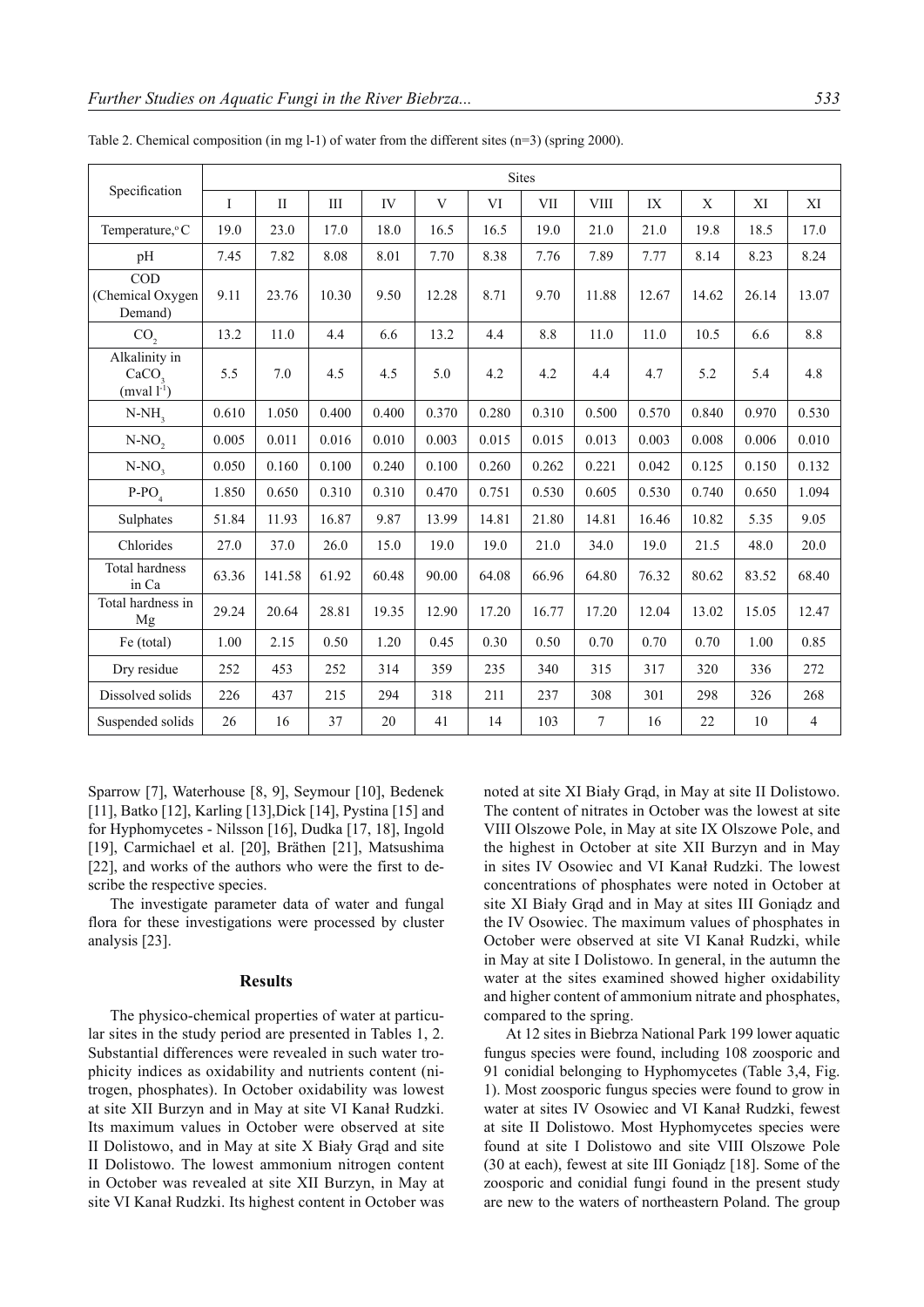Table 2. Chemical composition (in mg l-1) of water from the different sites (n=3) (spring 2000).

| Specification | Sites | | | | | | | | | | | |
|---|---|---|---|---|---|---|---|---|---|---|---|---|
| | I | II | III | IV | V | VI | VII | VIII | IX | X | XI | XI |
| Temperature, °C | 19.0 | 23.0 | 17.0 | 18.0 | 16.5 | 16.5 | 19.0 | 21.0 | 21.0 | 19.8 | 18.5 | 17.0 |
| pH | 7.45 | 7.82 | 8.08 | 8.01 | 7.70 | 8.38 | 7.76 | 7.89 | 7.77 | 8.14 | 8.23 | 8.24 |
| COD (Chemical Oxygen Demand) | 9.11 | 23.76 | 10.30 | 9.50 | 12.28 | 8.71 | 9.70 | 11.88 | 12.67 | 14.62 | 26.14 | 13.07 |
| $CO_2$ | 13.2 | 11.0 | 4.4 | 6.6 | 13.2 | 4.4 | 8.8 | 11.0 | 11.0 | 10.5 | 6.6 | 8.8 |
| Alkalinity in $CaCO_3$ (mval $l^{-1}$) | 5.5 | 7.0 | 4.5 | 4.5 | 5.0 | 4.2 | 4.2 | 4.4 | 4.7 | 5.2 | 5.4 | 4.8 |
| $N\text{-}NH_3$ | 0.610 | 1.050 | 0.400 | 0.400 | 0.370 | 0.280 | 0.310 | 0.500 | 0.570 | 0.840 | 0.970 | 0.530 |
| $N\text{-}NO_2$ | 0.005 | 0.011 | 0.016 | 0.010 | 0.003 | 0.015 | 0.015 | 0.013 | 0.003 | 0.008 | 0.006 | 0.010 |
| $N\text{-}NO_3$ | 0.050 | 0.160 | 0.100 | 0.240 | 0.100 | 0.260 | 0.262 | 0.221 | 0.042 | 0.125 | 0.150 | 0.132 |
| $P\text{-}PO_4$ | 1.850 | 0.650 | 0.310 | 0.310 | 0.470 | 0.751 | 0.530 | 0.605 | 0.530 | 0.740 | 0.650 | 1.094 |
| Sulphates | 51.84 | 11.93 | 16.87 | 9.87 | 13.99 | 14.81 | 21.80 | 14.81 | 16.46 | 10.82 | 5.35 | 9.05 |
| Chlorides | 27.0 | 37.0 | 26.0 | 15.0 | 19.0 | 19.0 | 21.0 | 34.0 | 19.0 | 21.5 | 48.0 | 20.0 |
| Total hardness in Ca | 63.36 | 141.58 | 61.92 | 60.48 | 90.00 | 64.08 | 66.96 | 64.80 | 76.32 | 80.62 | 83.52 | 68.40 |
| Total hardness in Mg | 29.24 | 20.64 | 28.81 | 19.35 | 12.90 | 17.20 | 16.77 | 17.20 | 12.04 | 13.02 | 15.05 | 12.47 |
| Fe (total) | 1.00 | 2.15 | 0.50 | 1.20 | 0.45 | 0.30 | 0.50 | 0.70 | 0.70 | 0.70 | 1.00 | 0.85 |
| Dry residue | 252 | 453 | 252 | 314 | 359 | 235 | 340 | 315 | 317 | 320 | 336 | 272 |
| Dissolved solids | 226 | 437 | 215 | 294 | 318 | 211 | 237 | 308 | 301 | 298 | 326 | 268 |
| Suspended solids | 26 | 16 | 37 | 20 | 41 | 14 | 103 | 7 | 16 | 22 | 10 | 4 |

Sparrow [7], Waterhouse [8, 9], Seymour [10], Bedenek [11], Batko [12], Karling [13],Dick [14], Pystina [15] and for Hyphomycetes - Nilsson [16], Dudka [17, 18], Ingold [19], Carmichael et al. [20], Bräthen [21], Matsushima [22], and works of the authors who were the first to describe the respective species.

The investigate parameter data of water and fungal flora for these investigations were processed by cluster analysis [23].

## Results

The physico-chemical properties of water at particular sites in the study period are presented in such Tables 1, 2. Substantial differences were revealed in such water trophicity indices as oxidability and nutrients content (nitrogen, phosphates). In October oxidability was lowest at site XII Burzyn and in May at site VI Kanał Rudzki. Its maximum values in October were observed at site II Dolistowo, and in May at site X Biały Grąd and site II Dolistowo. The lowest ammonium nitrogen content in October was revealed at site XII Burzyn, in May at site VI Kanał Rudzki. Its highest content in October was noted at site XI Biały Grąd, in May at site II Dolistowo. The content of nitrates in October was the lowest at site VIII Olszowe Pole, in May at site IX Olszowe Pole, and the highest in October at site XII Burzyn and in May in sites IV Osowiec and VI Kanał Rudzki. The lowest concentrations of phosphates were noted in October at site XI Biały Grąd and in May at sites III Goniądz and the IV Osowiec. The maximum values of phosphates in October were observed at site VI Kanał Rudzki, while in May at site I Dolistowo. In general, in the autumn the water at the sites examined showed higher oxidability and higher content of ammonium nitrate and phosphates, compared to the spring.

At 12 sites in Biebrza National Park 199 lower aquatic fungus species were found, including 108 zoosporic and 91 conidial belonging to Hyphomycetes (Table 3,4, Fig. 1). Most zoosporic fungus species were found to grow in water at sites IV Osowiec and VI Kanał Rudzki, fewest at site II Dolistowo. Most Hyphomycetes species were found at site I Dolistowo and site VIII Olszowe Pole (30 at each), fewest at site III Goniądz [18]. Some of the zoosporic and conidial fungi found in the present study are new to the waters of northeastern Poland. The group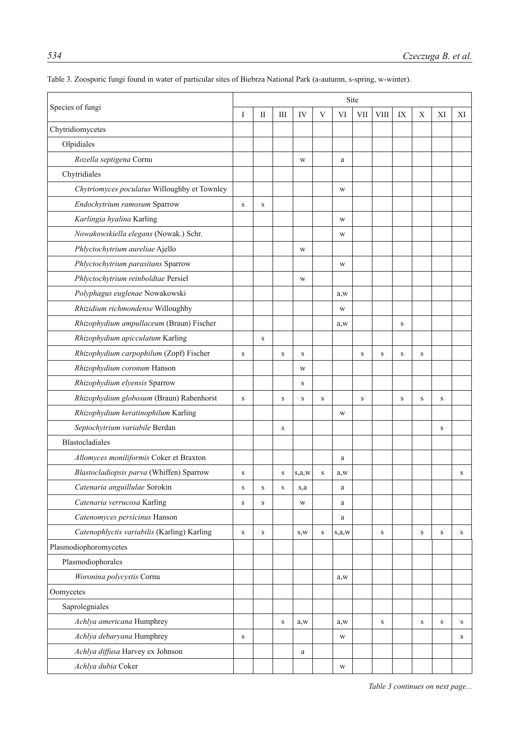Table 3. Zoosporic fungi found in water of particular sites of Biebrza National Park (a-autumn, s-spring, w-winter).

| Species of fungi | Site | | | | | | | | | | | |
|---|---|---|---|---|---|---|---|---|---|---|---|---|
| | I | II | III | IV | V | VI | VII | VIII | IX | X | XI | XI |
| Chytridiomycetes | | | | | | | | | | | | |
| Olpidiales | | | | | | | | | | | | |
| *Rozella septigena* Cornu | | | | w | | a | | | | | | |
| Chytridiales | | | | | | | | | | | | |
| *Chytriomyces poculatus* Willoughby et Townley | | | | | | w | | | | | | |
| *Endochytrium ramosum* Sparrow | s | s | | | | | | | | | | |
| *Karlingia hyalina* Karling | | | | | | w | | | | | | |
| *Nowakowskiella elegans* (Nowak.) Schr. | | | | | | w | | | | | | |
| *Phlyctochytrium aureliae* Ajello | | | | w | | | | | | | | |
| *Phlyctochytrium parasitans* Sparrow | | | | | | w | | | | | | |
| *Phlyctochytrium reinboldtae* Persiel | | | | w | | | | | | | | |
| *Polyphagus euglenae* Nowakowski | | | | | | a,w | | | | | | |
| *Rhizidium richmondense* Willoughby | | | | | | w | | | | | | |
| *Rhizophydium ampullaceum* (Braun) Fischer | | | | | | a,w | | | s | | | |
| *Rhizophydium apicculatum* Karling | | s | | | | | | | | | | |
| *Rhizophydium carpophilum* (Zopf) Fischer | s | | s | s | | | s | s | s | s | | |
| *Rhizophydium coronum* Hanson | | | | w | | | | | | | | |
| *Rhizophydium elyensis* Sparrow | | | | s | | | | | | | | |
| *Rhizophydium globosum* (Braun) Rabenhorst | s | | s | s | s | | s | | s | s | s | |
| *Rhizophydium keratinophilum* Karling | | | | | | w | | | | | | |
| *Septochytrium variabile* Berdan | | | s | | | | | | | | s | |
| Blastocladiales | | | | | | | | | | | | |
| *Allomyces moniliformis* Coker et Braxton | | | | | | a | | | | | | |
| *Blastocladiopsis parva* (Whiffen) Sparrow | s | | s | s,a,w | s | a,w | | | | | | s |
| *Catenaria anguillulae* Sorokin | s | s | s | s,a | | a | | | | | | |
| *Catenaria verrucosa* Karling | s | s | | w | | a | | | | | | |
| *Catenomyces persicinus* Hanson | | | | | | a | | | | | | |
| *Catenophlyctis variabilis* (Karling) Karling | s | s | | s,w | s | s,a,w | | s | | s | s | s |
| Plasmodiophoromycetes | | | | | | | | | | | | |
| Plasmodiophorales | | | | | | | | | | | | |
| *Woronina polycystis* Cornu | | | | | | a,w | | | | | | |
| Oomycetes | | | | | | | | | | | | |
| Saprolegniales | | | | | | | | | | | | |
| *Achlya americana* Humphrey | | | s | a,w | | a,w | | s | | s | s | s |
| *Achlya debaryana* Humphrey | s | | | | | w | | | | | | s |
| *Achlya diffusa* Harvey ex Johnson | | | | a | | | | | | | | |
| *Achlya dubia* Coker | | | | | | w | | | | | | |

*Table 3 continues on next page...*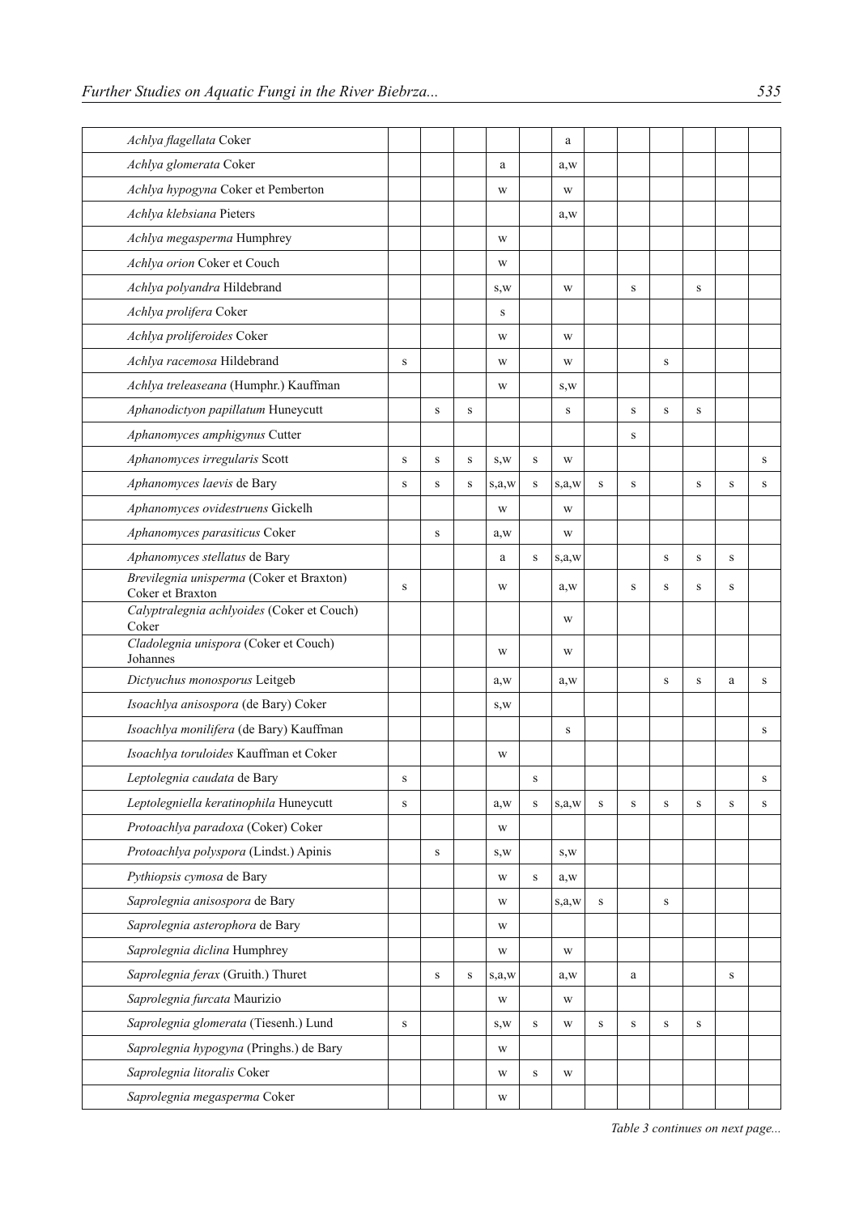| | | | | | | | | | | | | |
|---|---|---|---|---|---|---|---|---|---|---|---|---|
| *Achlya flagellata* Coker | | | | | | a | | | | | | |
| *Achlya glomerata* Coker | | | | a | | a,w | | | | | | |
| *Achlya hypogyna* Coker et Pemberton | | | | w | | w | | | | | | |
| *Achlya klebsiana* Pieters | | | | | | a,w | | | | | | |
| *Achlya megasperma* Humphrey | | | | w | | | | | | | | |
| *Achlya orion* Coker et Couch | | | | w | | | | | | | | |
| *Achlya polyandra* Hildebrand | | | | s,w | | w | | s | | s | | |
| *Achlya prolifera* Coker | | | | s | | | | | | | | |
| *Achlya proliferoides* Coker | | | | w | | w | | | | | | |
| *Achlya racemosa* Hildebrand | s | | | w | | w | | | s | | | |
| *Achlya treleaseana* (Humphr.) Kauffman | | | | w | | s,w | | | | | | |
| *Aphanodictyon papillatum* Huneycutt | | s | s | | | s | | s | s | s | | |
| *Aphanomyces amphigynus* Cutter | | | | | | | | s | | | | |
| *Aphanomyces irregularis* Scott | s | s | s | s,w | s | w | | | | | | s |
| *Aphanomyces laevis* de Bary | s | s | s | s,a,w | s | s,a,w | s | s | | s | s | s |
| *Aphanomyces ovidestruens* Gickelh | | | | w | | w | | | | | | |
| *Aphanomyces parasiticus* Coker | | s | | a,w | | w | | | | | | |
| *Aphanomyces stellatus* de Bary | | | | a | s | s,a,w | | | s | s | s | |
| *Brevilegnia unisperma* (Coker et Braxton) Coker et Braxton | s | | | w | | a,w | | s | s | s | s | |
| *Calyptralegnia achlyoides* (Coker et Couch) Coker | | | | | | w | | | | | | |
| *Cladolegnia unispora* (Coker et Couch) Johannes | | | | w | | w | | | | | | |
| *Dictyuchus monosporus* Leitgeb | | | | a,w | | a,w | | | s | s | a | s |
| *Isoachlya anisospora* (de Bary) Coker | | | | s,w | | | | | | | | |
| *Isoachlya monilifera* (de Bary) Kauffman | | | | | | s | | | | | | s |
| *Isoachlya toruloides* Kauffman et Coker | | | | w | | | | | | | | |
| *Leptolegnia caudata* de Bary | s | | | | s | | | | | | | s |
| *Leptolegniella keratinophila* Huneycutt | s | | | a,w | s | s,a,w | s | s | s | s | s | s |
| *Protoachlya paradoxa* (Coker) Coker | | | | w | | | | | | | | |
| *Protoachlya polyspora* (Lindst.) Apinis | | s | | s,w | | s,w | | | | | | |
| *Pythiopsis cymosa* de Bary | | | | w | s | a,w | | | | | | |
| *Saprolegnia anisospora* de Bary | | | | w | | s,a,w | s | | s | | | |
| *Saprolegnia asterophora* de Bary | | | | w | | | | | | | | |
| *Saprolegnia diclina* Humphrey | | | | w | | w | | | | | | |
| *Saprolegnia ferax* (Gruith.) Thuret | | s | s | s,a,w | | a,w | | a | | | s | |
| *Saprolegnia furcata* Maurizio | | | | w | | w | | | | | | |
| *Saprolegnia glomerata* (Tiesenh.) Lund | s | | | s,w | s | w | s | s | s | s | | |
| *Saprolegnia hypogyna* (Pringhs.) de Bary | | | | w | | | | | | | | |
| *Saprolegnia litoralis* Coker | | | | w | s | w | | | | | | |
| *Saprolegnia megasperma* Coker | | | | w | | | | | | | | |

*Table 3 continues on next page...*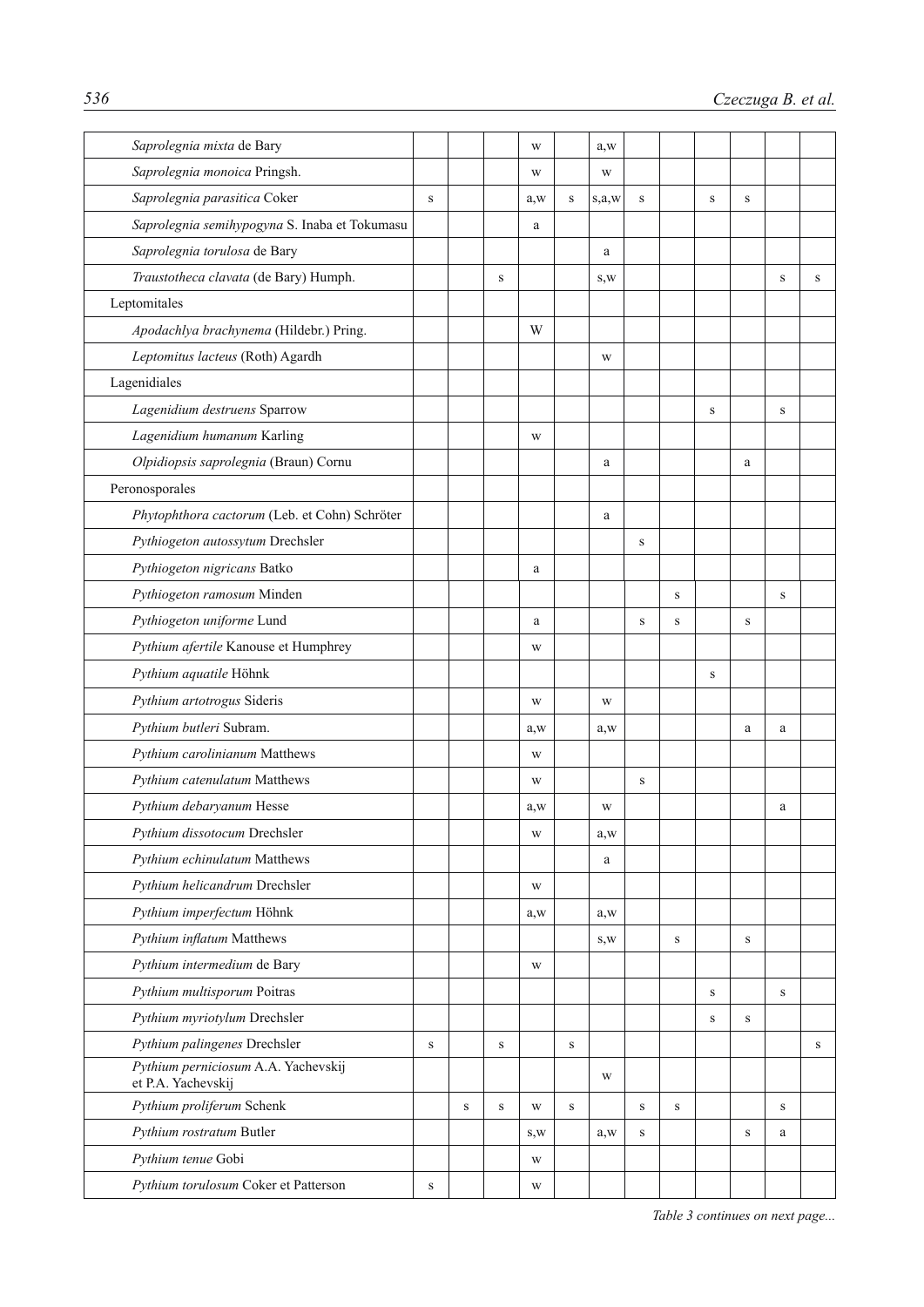| | | | | | | | | | | | | |
|---|---|---|---|---|---|---|---|---|---|---|---|---|
| *Saprolegnia mixta* de Bary | | | | w | | a,w | | | | | | |
| *Saprolegnia monoica* Pringsh. | | | | w | | w | | | | | | |
| *Saprolegnia parasitica* Coker | s | | | a,w | s | s,a,w | s | | s | s | | |
| *Saprolegnia semihypogyna* S. Inaba et Tokumasu | | | | a | | | | | | | | |
| *Saprolegnia torulosa* de Bary | | | | | | a | | | | | | |
| *Traustotheca clavata* (de Bary) Humph. | | | s | | | s,w | | | | | s | s |
| Leptomitales | | | | | | | | | | | | |
| *Apodachlya brachynema* (Hildebr.) Pring. | | | | W | | | | | | | | |
| *Leptomitus lacteus* (Roth) Agardh | | | | | | w | | | | | | |
| Lagenidiales | | | | | | | | | | | | |
| *Lagenidium destruens* Sparrow | | | | | | | | | s | | s | |
| *Lagenidium humanum* Karling | | | | w | | | | | | | | |
| *Olpidiopsis saprolegnia* (Braun) Cornu | | | | | | a | | | | a | | |
| Peronosporales | | | | | | | | | | | | |
| *Phytophthora cactorum* (Leb. et Cohn) Schröter | | | | | | a | | | | | | |
| *Pythiogeton autossytum* Drechsler | | | | | | | s | | | | | |
| *Pythiogeton nigricans* Batko | | | | a | | | | | | | | |
| *Pythiogeton ramosum* Minden | | | | | | | | s | | | s | |
| *Pythiogeton uniforme* Lund | | | | a | | | s | s | | s | | |
| *Pythium afertile* Kanouse et Humphrey | | | | w | | | | | | | | |
| *Pythium aquatile* Höhnk | | | | | | | | | s | | | |
| *Pythium artotrogus* Sideris | | | | w | | w | | | | | | |
| *Pythium butleri* Subram. | | | | a,w | | a,w | | | | a | a | |
| *Pythium carolinianum* Matthews | | | | w | | | | | | | | |
| *Pythium catenulatum* Matthews | | | | w | | | s | | | | | |
| *Pythium debaryanum* Hesse | | | | a,w | | w | | | | | a | |
| *Pythium dissotocum* Drechsler | | | | w | | a,w | | | | | | |
| *Pythium echinulatum* Matthews | | | | | | a | | | | | | |
| *Pythium helicandrum* Drechsler | | | | w | | | | | | | | |
| *Pythium imperfectum* Höhnk | | | | a,w | | a,w | | | | | | |
| *Pythium inflatum* Matthews | | | | | | s,w | | s | | s | | |
| *Pythium intermedium* de Bary | | | | w | | | | | | | | |
| *Pythium multisporum* Poitras | | | | | | | | | s | | s | |
| *Pythium myriotylum* Drechsler | | | | | | | | | s | s | | |
| *Pythium palingenes* Drechsler | s | | s | | s | | | | | | | s |
| *Pythium perniciosum* A.A. Yachevskij et P.A. Yachevskij | | | | | | w | | | | | | |
| *Pythium proliferum* Schenk | | s | s | w | s | | s | s | | | s | |
| *Pythium rostratum* Butler | | | | s,w | | a,w | s | | | s | a | |
| *Pythium tenue* Gobi | | | | w | | | | | | | | |
| *Pythium torulosum* Coker et Patterson | s | | | w | | | | | | | | |

*Table 3 continues on next page...*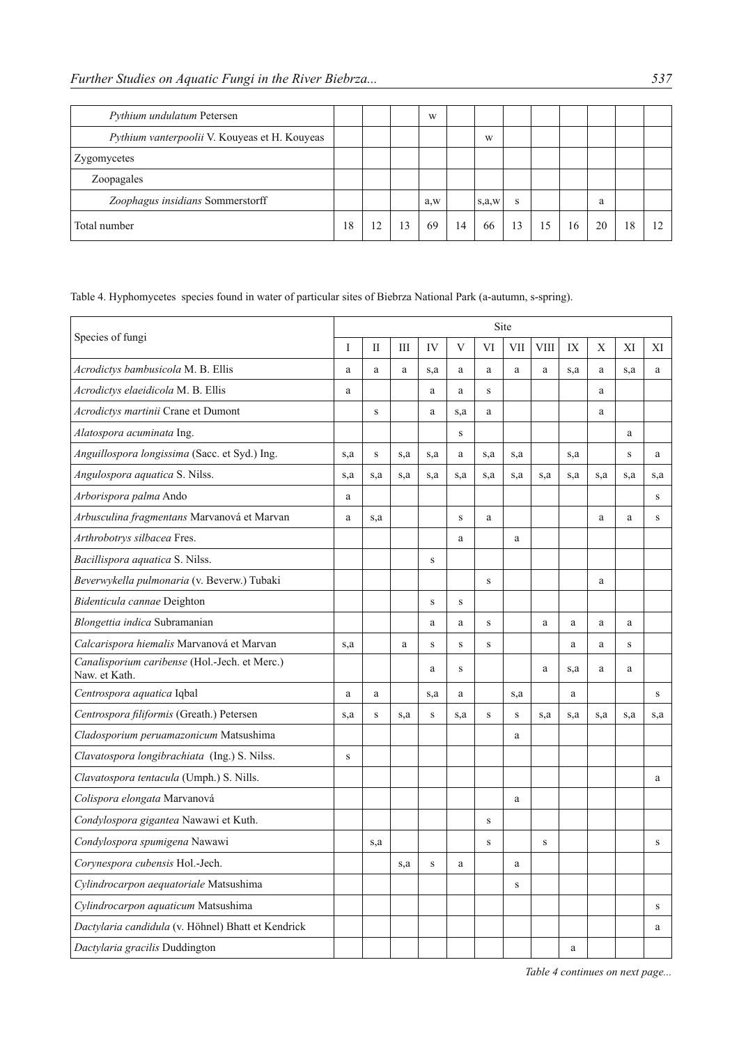| | | | | | | | | | | | | |
|---|---|---|---|---|---|---|---|---|---|---|---|---|
| *Pythium undulatum* Petersen | | | | w | | | | | | | | |
| *Pythium vanterpoolii* V. Kouyeas et H. Kouyeas | | | | | | w | | | | | | |
| Zygomycetes | | | | | | | | | | | | |
| Zoopagales | | | | | | | | | | | | |
| *Zoophagus insidians* Sommerstorff | | | | a,w | | s,a,w | s | | | a | | |
| Total number | 18 | 12 | 13 | 69 | 14 | 66 | 13 | 15 | 16 | 20 | 18 | 12 |

Table 4. Hyphomycetes species found in water of particular sites of Biebrza National Park (a-autumn, s-spring).

| Species of fungi | Site | | | | | | | | | | | |
|---|---|---|---|---|---|---|---|---|---|---|---|---|
| | I | II | III | IV | V | VI | VII | VIII | IX | X | XI | XI |
| *Acrodictys bambusicola* M. B. Ellis | a | a | a | s,a | a | a | a | a | s,a | a | s,a | a |
| *Acrodictys elaeidicola* M. B. Ellis | a | | | a | a | s | | | | a | | |
| *Acrodictys martinii* Crane et Dumont | | s | | a | s,a | a | | | | a | | |
| *Alatospora acuminata* Ing. | | | | | s | | | | | | a | |
| *Anguillospora longissima* (Sacc. et Syd.) Ing. | s,a | s | s,a | s,a | a | s,a | s,a | | s,a | | s | a |
| *Angulospora aquatica* S. Nilss. | s,a | s,a | s,a | s,a | s,a | s,a | s,a | s,a | s,a | s,a | s,a | s,a |
| *Arborispora palma* Ando | a | | | | | | | | | | | s |
| *Arbusculina fragmentans* Marvanová et Marvan | a | s,a | | | s | a | | | | a | a | s |
| *Arthrobotrys silbacea* Fres. | | | | | a | | a | | | | | |
| *Bacillispora aquatica* S. Nilss. | | | | s | | | | | | | | |
| *Beverwykella pulmonaria* (v. Beverw.) Tubaki | | | | | | s | | | | a | | |
| *Bidenticula cannae* Deighton | | | | s | s | | | | | | | |
| *Blongettia indica* Subramanian | | | | a | a | s | | a | a | a | a | |
| *Calcarispora hiemalis* Marvanová et Marvan | s,a | | a | s | s | s | | | a | a | s | |
| *Canalisporium caribense* (Hol.-Jech. et Merc.) Naw. et Kath. | | | | a | s | | | a | s,a | a | a | |
| *Centrospora aquatica* Iqbal | a | a | | s,a | a | | s,a | | a | | | s |
| *Centrospora filiformis* (Greath.) Petersen | s,a | s | s,a | s | s,a | s | s | s,a | s,a | s,a | s,a | s,a |
| *Cladosporium peruamazonicum* Matsushima | | | | | | | a | | | | | |
| *Clavatospora longibrachiata* (Ing.) S. Nilss. | s | | | | | | | | | | | |
| *Clavatospora tentacula* (Umph.) S. Nills. | | | | | | | | | | | | a |
| *Colispora elongata* Marvanová | | | | | | | a | | | | | |
| *Condylospora gigantea* Nawawi et Kuth. | | | | | | s | | | | | | |
| *Condylospora spumigena* Nawawi | | s,a | | | | s | | s | | | | s |
| *Corynespora cubensis* Hol.-Jech. | | | s,a | s | a | | a | | | | | |
| *Cylindrocarpon aequatoriale* Matsushima | | | | | | | s | | | | | |
| *Cylindrocarpon aquaticum* Matsushima | | | | | | | | | | | | s |
| *Dactylaria candidula* (v. Höhnel) Bhatt et Kendrick | | | | | | | | | | | | a |
| *Dactylaria gracilis* Duddington | | | | | | | | | a | | | |

*Table 4 continues on next page...*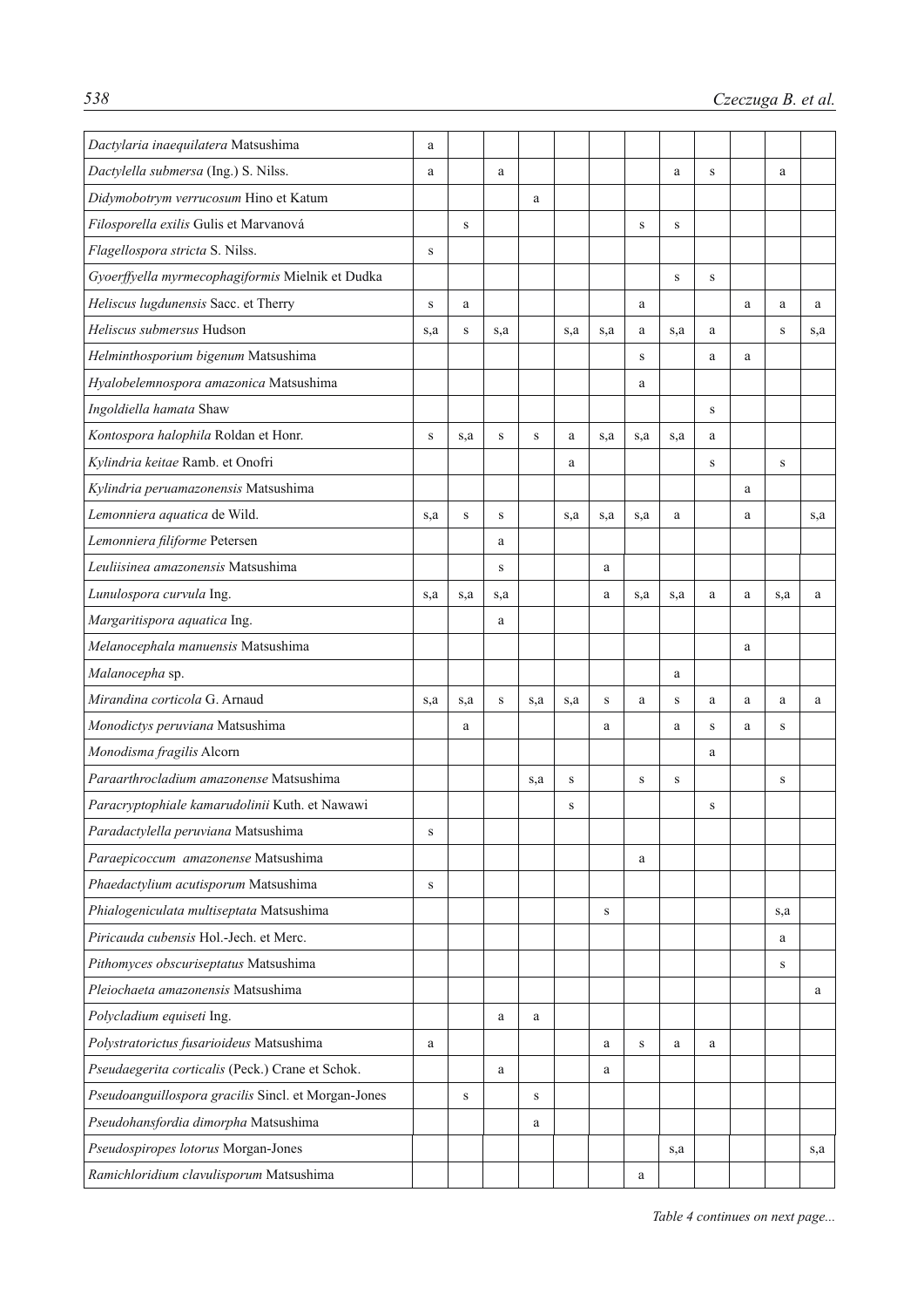| | | | | | | | | | | | | |
|---|---|---|---|---|---|---|---|---|---|---|---|---|
| *Dactylaria inaequilatera* Matsushima | a | | | | | | | | | | | |
| *Dactylella submersa* (Ing.) S. Nilss. | a | | a | | | | | a | s | | a | |
| *Didymobotrym verrucosum* Hino et Katum | | | | a | | | | | | | | |
| *Filosporella exilis* Gulis et Marvanová | | s | | | | | s | s | | | | |
| *Flagellospora stricta* S. Nilss. | s | | | | | | | | | | | |
| *Gyoerffyella myrmecophagiformis* Mielnik et Dudka | | | | | | | | s | s | | | |
| *Heliscus lugdunensis* Sacc. et Therry | s | a | | | | | a | | | a | a | a |
| *Heliscus submersus* Hudson | s,a | s | s,a | | s,a | s,a | a | s,a | a | | s | s,a |
| *Helminthosporium bigenum* Matsushima | | | | | | | s | | a | a | | |
| *Hyalobelemnospora amazonica* Matsushima | | | | | | | a | | | | | |
| *Ingoldiella hamata* Shaw | | | | | | | | | s | | | |
| *Kontospora halophila* Roldan et Honr. | s | s,a | s | s | a | s,a | s,a | s,a | a | | | |
| *Kylindria keitae* Ramb. et Onofri | | | | | a | | | | s | | s | |
| *Kylindria peruamazonensis* Matsushima | | | | | | | | | | a | | |
| *Lemonniera aquatica* de Wild. | s,a | s | s | | s,a | s,a | s,a | a | | a | | s,a |
| *Lemonniera filiforme* Petersen | | | a | | | | | | | | | |
| *Leuliisinea amazonensis* Matsushima | | | s | | | a | | | | | | |
| *Lunulospora curvula* Ing. | s,a | s,a | s,a | | | a | s,a | s,a | a | a | s,a | a |
| *Margaritispora aquatica* Ing. | | | a | | | | | | | | | |
| *Melanocephala manuensis* Matsushima | | | | | | | | | | a | | |
| *Malanocepha* sp. | | | | | | | | a | | | | |
| *Mirandina corticola* G. Arnaud | s,a | s,a | s | s,a | s,a | s | a | s | a | a | a | a |
| *Monodictys peruviana* Matsushima | | a | | | | a | | a | s | a | s | |
| *Monodisma fragilis* Alcorn | | | | | | | | | a | | | |
| *Paraarthrocladium amazonense* Matsushima | | | | s,a | s | | s | s | | | s | |
| *Paracryptophiale kamarudolinii* Kuth. et Nawawi | | | | | s | | | | s | | | |
| *Paradactylella peruviana* Matsushima | s | | | | | | | | | | | |
| *Paraepicoccum amazonense* Matsushima | | | | | | | a | | | | | |
| *Phaedactylium acutisporum* Matsushima | s | | | | | | | | | | | |
| *Phialogeniculata multiseptata* Matsushima | | | | | | s | | | | | s,a | |
| *Piricauda cubensis* Hol.-Jech. et Merc. | | | | | | | | | | | a | |
| *Pithomyces obscuriseptatus* Matsushima | | | | | | | | | | | s | |
| *Pleiochaeta amazonensis* Matsushima | | | | | | | | | | | | a |
| *Polycladium equiseti* Ing. | | | a | a | | | | | | | | |
| *Polystratorictus fusarioideus* Matsushima | a | | | | | a | s | a | a | | | |
| *Pseudaegerita corticalis* (Peck.) Crane et Schok. | | | a | | | a | | | | | | |
| *Pseudoanguillospora gracilis* Sincl. et Morgan-Jones | | s | | s | | | | | | | | |
| *Pseudohansfordia dimorpha* Matsushima | | | | a | | | | | | | | |
| *Pseudospiropes lotorus* Morgan-Jones | | | | | | | | s,a | | | | s,a |
| *Ramichloridium clavulisporum* Matsushima | | | | | | | a | | | | | |

*Table 4 continues on next page...*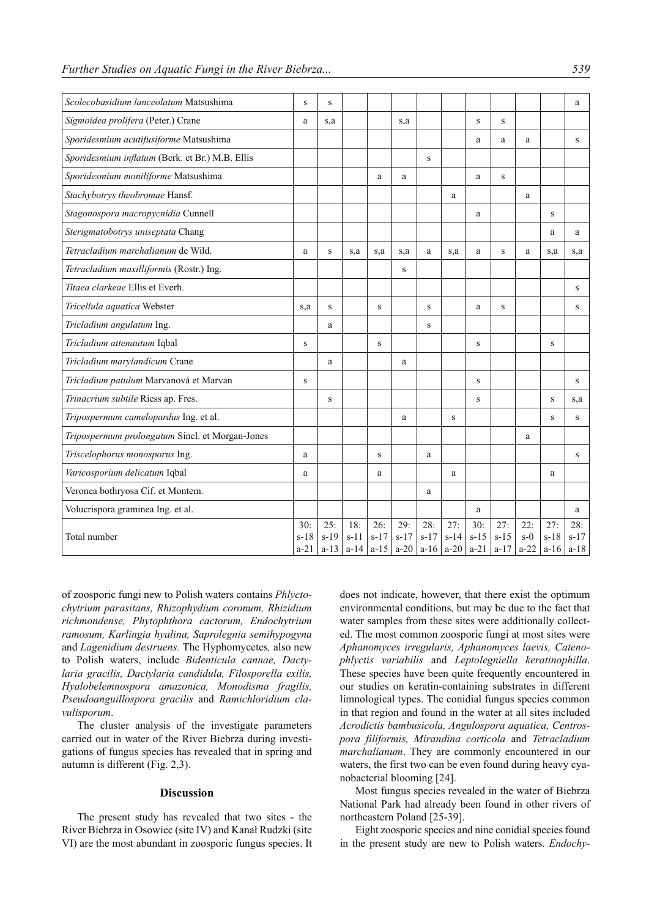| | | | | | | | | | | | | |
|---|---|---|---|---|---|---|---|---|---|---|---|---|
| *Scolecobasidium lanceolatum* Matsushima | s | s | | | | | | | | | | a |
| *Sigmoidea prolifera* (Peter.) Crane | a | s,a | | | s,a | | | s | s | | | |
| *Sporidesmium acutifusiforme* Matsushima | | | | | | | | a | a | a | | s |
| *Sporidesmium inflatum* (Berk. et Br.) M.B. Ellis | | | | | | s | | | | | | |
| *Sporidesmium moniliforme* Matsushima | | | | a | a | | | a | s | | | |
| *Stachybotrys theobromae* Hansf. | | | | | | | a | | | a | | |
| *Stagonospora macropycnidia* Cunnell | | | | | | | | a | | | s | |
| *Sterigmatobotrys uniseptata* Chang | | | | | | | | | | | a | a |
| *Tetracladium marchalianum* de Wild. | a | s | s,a | s,a | s,a | a | s,a | a | s | a | s,a | s,a |
| *Tetracladium maxilliformis* (Rostr.) Ing. | | | | | s | | | | | | | |
| *Titaea clarkeae* Ellis et Everh. | | | | | | | | | | | | s |
| *Tricellula aquatica* Webster | s,a | s | | s | | s | | a | s | | | s |
| *Tricladium angulatum* Ing. | | a | | | | s | | | | | | |
| *Tricladium attenautum* Iqbal | s | | | s | | | | s | | | s | |
| *Tricladium marylandicum* Crane | | a | | | a | | | | | | | |
| *Tricladium patulum* Marvanová et Marvan | s | | | | | | | s | | | | s |
| *Trinacrium subtile* Riess ap. Fres. | | s | | | | | | s | | | s | s,a |
| *Tripospermum camelopardus* Ing. et al. | | | | | a | | s | | | | s | s |
| *Tripospermum prolongatum* Sincl. et Morgan-Jones | | | | | | | | | | a | | |
| *Triscelophorus monosporus* Ing. | a | | | s | | a | | | | | | s |
| *Varicosporium delicatum* Iqbal | a | | | a | | | a | | | | a | |
| Veronea bothryosa Cif. et Montem. | | | | | | a | | | | | | |
| Volucrispora graminea Ing. et al. | | | | | | | | a | | | | a |
| Total number | 30: s-18 a-21 | 25: s-19 a-13 | 18: s-11 a-14 | 26: s-17 a-15 | 29: s-17 a-20 | 28: s-17 a-16 | 27: s-14 a-20 | 30: s-15 a-21 | 27: s-15 a-17 | 22: s-0 a-22 | 27: s-18 a-16 | 28: s-17 a-18 |

of zoosporic fungi new to Polish waters contains *Phlyctochytrium parasitans, Rhizophydium coronum, Rhizidium richmondense, Phytophthora cactorum, Endochytrium ramosum, Karlingia hyalina, Saprolegnia semihypogyna* and *Lagenidium destruens.* The Hyphomycetes*,* also new to Polish waters, include *Bidenticula cannae, Dactylaria gracilis, Dactylaria candidula, Filosporella exilis, Hyalobelemnospora amazonica, Monodisma fragilis, Pseudoanguillospora gracilis* and *Ramichloridium clavulisporum*.

The cluster analysis of the investigate parameters carried out in water of the River Biebrza during investigations of fungus species has revealed that in spring and autumn is different (Fig. 2,3).

## Discussion

The present study has revealed that two sites - the River Biebrza in Osowiec (site IV) and Kanał Rudzki (site VI) are the most abundant in zoosporic fungus species. It does not indicate, however, that there exist the optimum environmental conditions, but may be due to the fact that water samples from these sites were additionally collected. The most common zoosporic fungi at most sites were *Aphanomyces irregularis, Aphanomyces laevis, Catenophlyctis variabilis* and *Leptolegniella keratinophilla*. These species have been quite frequently encountered in our studies on keratin-containing substrates in different limnological types. The conidial fungus species common in that region and found in the water at all sites included *Acrodictis bambusicola, Angulospora aquatica, Centrospora filiformis, Mirandina corticola* and *Tetracladium marchalianum*. They are commonly encountered in our waters, the first two can be even found during heavy cyanobacterial blooming [24].

Most fungus species revealed in the water of Biebrza National Park had already been found in other rivers of northeastern Poland [25-39].

Eight zoosporic species and nine conidial species found in the present study are new to Polish waters. *Endochy-*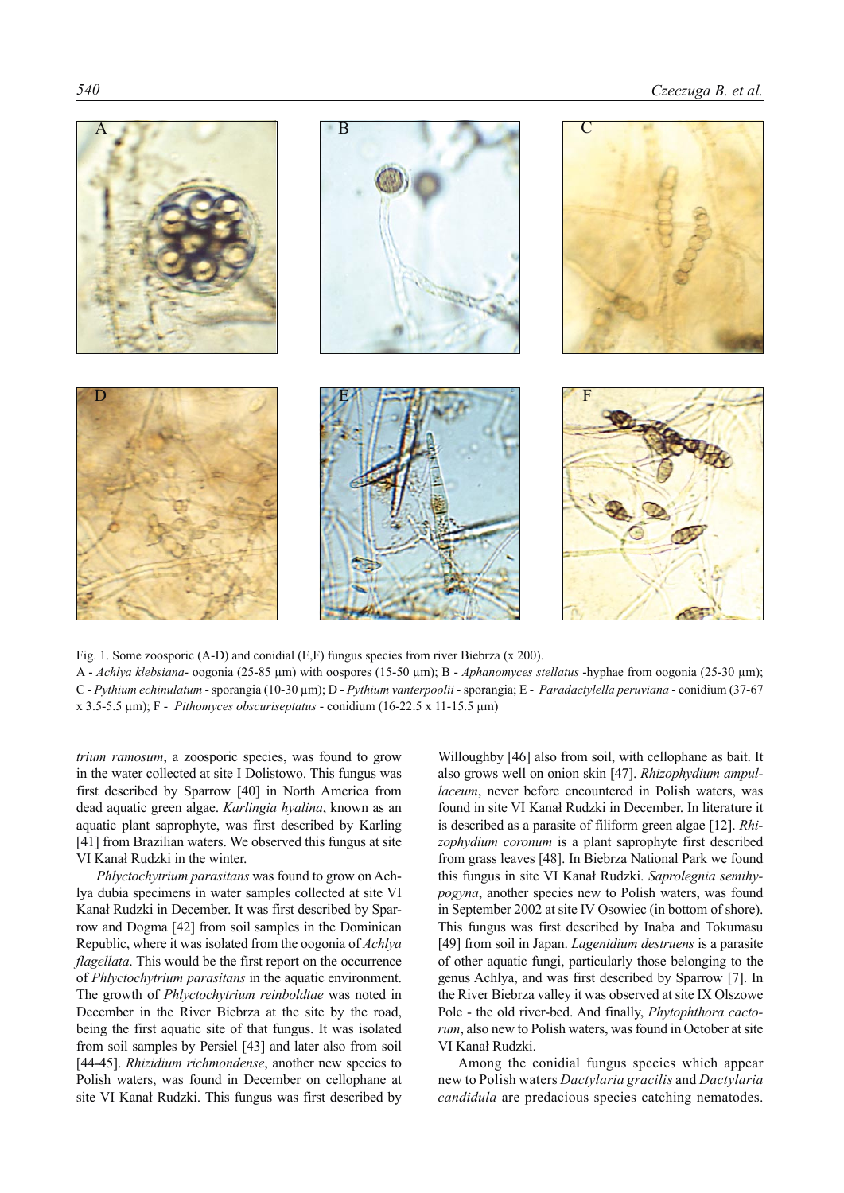Fig. 1. Some zoosporic (A-D) and conidial (E,F) fungus species from river Biebrza (x 200).
A - *Achlya klebsiana*- oogonia (25-85 µm) with oospores (15-50 µm); B - *Aphanomyces stellatus* -hyphae from oogonia (25-30 µm); C - *Pythium echinulatum* - sporangia (10-30 µm); D - *Pythium vanterpoolii* - sporangia; E - *Paradactylella peruviana* - conidium (37-67 x 3.5-5.5 µm); F - *Pithomyces obscuriseptatus* - conidium (16-22.5 x 11-15.5 µm)

*trium ramosum*, a zoosporic species, was found to grow in the water collected at site I Dolistowo. This fungus was first described by Sparrow [40] in North America from dead aquatic green algae. *Karlingia hyalina*, known as an aquatic plant saprophyte, was first described by Karling [41] from Brazilian waters. We observed this fungus at site VI Kanał Rudzki in the winter.

*Phlyctochytrium parasitans* was found to grow on Achlya dubia specimens in water samples collected at site VI Kanał Rudzki in December. It was first described by Sparrow and Dogma [42] from soil samples in the Dominican Republic, where it was isolated from the oogonia of *Achlya flagellata*. This would be the first report on the occurrence of *Phlyctochytrium parasitans* in the aquatic environment. The growth of *Phlyctochytrium reinboldtae* was noted in December in the River Biebrza at the site by the road, being the first aquatic site of that fungus. It was isolated from soil samples by Persiel [43] and later also from soil [44-45]. *Rhizidium richmondense*, another new species to Polish waters, was found in December on cellophane at site VI Kanał Rudzki. This fungus was first described by Willoughby [46] also from soil, with cellophane as bait. It also grows well on onion skin [47]. *Rhizophydium ampullaceum*, never before encountered in Polish waters, was found in site VI Kanał Rudzki in December. In literature it is described as a parasite of filiform green algae [12]. *Rhizophydium coronum* is a plant saprophyte first described from grass leaves [48]. In Biebrza National Park we found this fungus in site VI Kanał Rudzki. *Saprolegnia semihypogyna*, another species new to Polish waters, was found in September 2002 at site IV Osowiec (in bottom of shore). This fungus was first described by Inaba and Tokumasu [49] from soil in Japan. *Lagenidium destruens* is a parasite of other aquatic fungi, particularly those belonging to the genus Achlya, and was first described by Sparrow [7]. In the River Biebrza valley it was observed at site IX Olszowe Pole - the old river-bed. And finally, *Phytophthora cactorum*, also new to Polish waters, was found in October at site VI Kanał Rudzki.

Among the conidial fungus species which appear new to Polish waters *Dactylaria gracilis* and *Dactylaria candidula* are predacious species catching nematodes.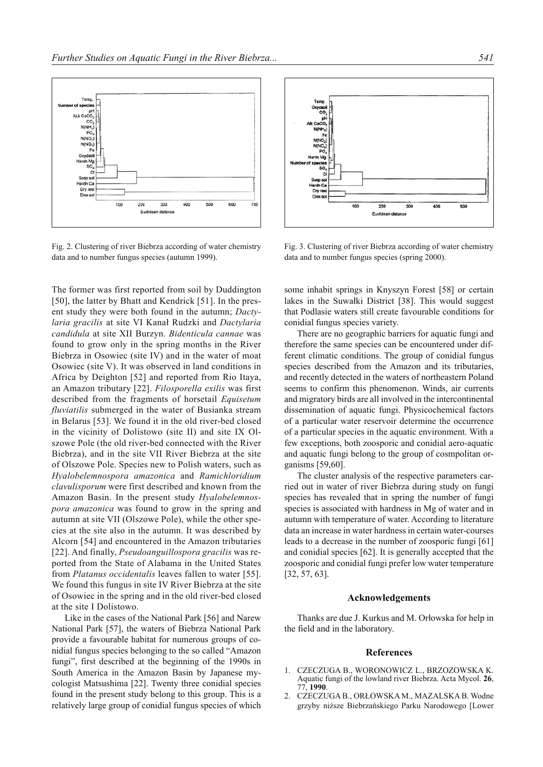Fig. 2. Clustering of river Biebrza according of water chemistry data and to number fungus species (autumn 1999).

Fig. 3. Clustering of river Biebrza according of water chemistry data and to number fungus species (spring 2000).

The former was first reported from soil by Duddington [50], the latter by Bhatt and Kendrick [51]. In the present study they were both found in the autumn; *Dactylaria gracilis* at site VI Kanał Rudzki and *Dactylaria candidula* at site XII Burzyn. *Bidenticula cannae* was found to grow only in the spring months in the River Biebrza in Osowiec (site IV) and in the water of moat Osowiec (site V). It was observed in land conditions in Africa by Deighton [52] and reported from Rio Itaya, an Amazon tributary [22]. *Filosporella exilis* was first described from the fragments of horsetail *Equisetum fluviatilis* submerged in the water of Busianka stream in Belarus [53]. We found it in the old river-bed closed in the vicinity of Dolistowo (site II) and site IX Olszowe Pole (the old river-bed connected with the River Biebrza), and in the site VII River Biebrza at the site of Olszowe Pole. Species new to Polish waters, such as *Hyalobelemnospora amazonica* and *Ramichloridium clavulisporum* were first described and known from the Amazon Basin. In the present study *Hyalobelemnospora amazonica* was found to grow in the spring and autumn at site VII (Olszowe Pole), while the other species at the site also in the autumn. It was described by Alcorn [54] and encountered in the Amazon tributaries [22]. And finally, *Pseudoanguillospora gracilis* was reported from the State of Alabama in the United States from *Platanus occidentalis* leaves fallen to water [55]. We found this fungus in site IV River Biebrza at the site of Osowiec in the spring and in the old river-bed closed at the site I Dolistowo.

Like in the cases of the National Park [56] and Narew National Park [57], the waters of Biebrza National Park provide a favourable habitat for numerous groups of conidial fungus species belonging to the so called "Amazon fungi", first described at the beginning of the 1990s in South America in the Amazon Basin by Japanese mycologist Matsushima [22]. Twenty three conidial species found in the present study belong to this group. This is a relatively large group of conidial fungus species of which some inhabit springs in Knyszyn Forest [58] or certain lakes in the Suwałki District [38]. This would suggest that Podlasie waters still create favourable conditions for conidial fungus species variety.

There are no geographic barriers for aquatic fungi and therefore the same species can be encountered under different climatic conditions. The group of conidial fungus species described from the Amazon and its tributaries, and recently detected in the waters of northeastern Poland seems to confirm this phenomenon. Winds, air currents and migratory birds are all involved in the intercontinental dissemination of aquatic fungi. Physicochemical factors of a particular water reservoir determine the occurrence of a particular species in the aquatic environment. With a few exceptions, both zoosporic and conidial aero-aquatic and aquatic fungi belong to the group of cosmpolitan organisms [59,60].

The cluster analysis of the respective parameters carried out in water of river Biebrza during study on fungi species has revealed that in spring the number of fungi species is associated with hardness in Mg of water and in autumn with temperature of water. According to literature data an increase in water hardness in certain water-courses leads to a decrease in the number of zoosporic fungi [61] and conidial species [62]. It is generally accepted that the zoosporic and conidial fungi prefer low water temperature [32, 57, 63].

## Acknowledgements

Thanks are due J. Kurkus and M. Orłowska for help in the field and in the laboratory.

## References

1. CZECZUGA B., WORONOWICZ L., BRZOZOWSKA K. Aquatic fungi of the lowland river Biebrza. Acta Mycol. **26**, 77, **1990**.
2. CZECZUGA B., ORŁOWSKA M., MAZALSKA B. Wodne grzyby niższe Biebrzańskiego Parku Narodowego [Lower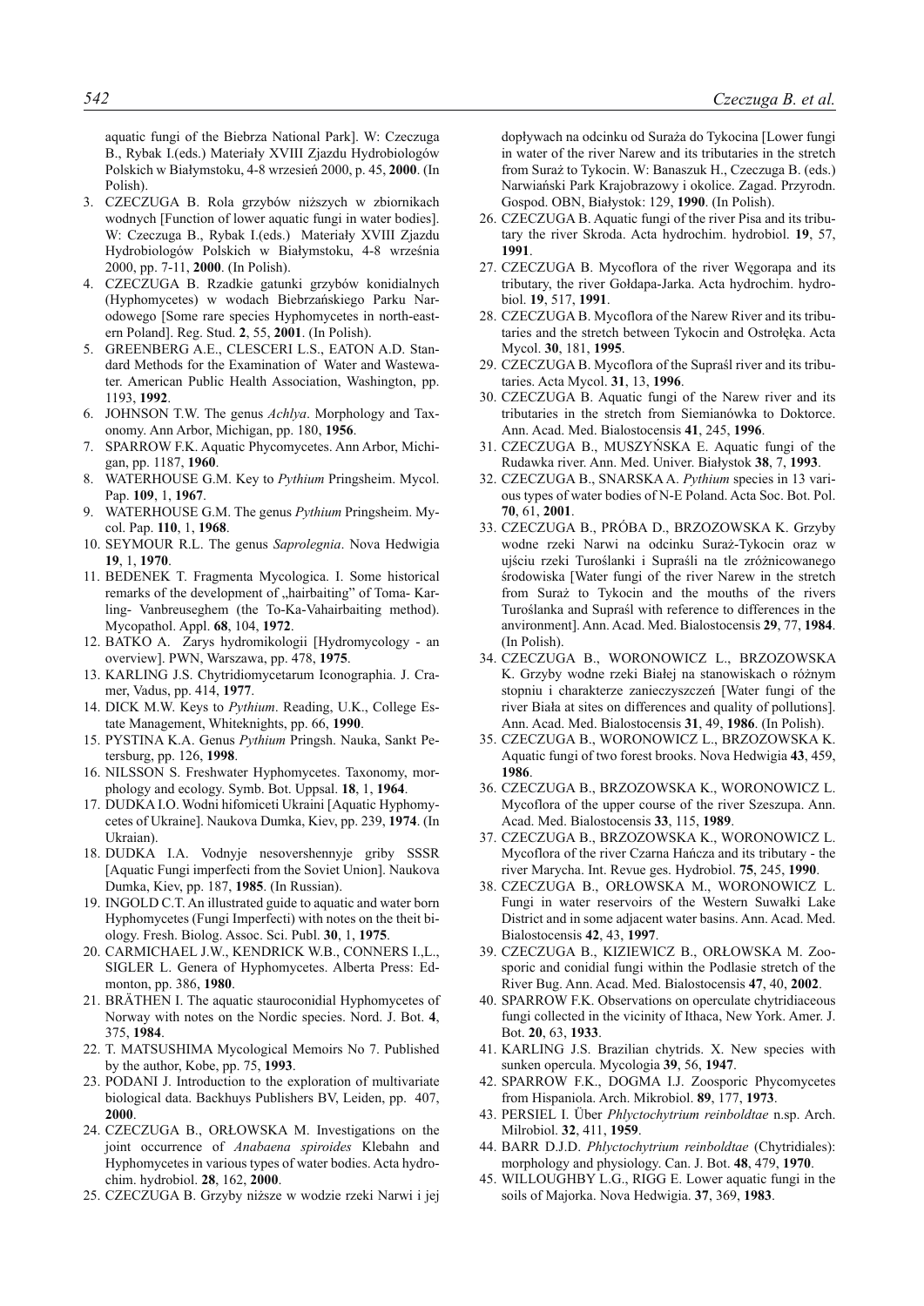aquatic fungi of the Biebrza National Park]. W: Czeczuga B., Rybak I.(eds.) Materiały XVIII Zjazdu Hydrobiologów Polskich w Białymstoku, 4-8 wrzesień 2000, p. 45, **2000**. (In Polish).

3. CZECZUGA B. Rola grzybów niższych w zbiornikach wodnych [Function of lower aquatic fungi in water bodies]. W: Czeczuga B., Rybak I.(eds.) Materiały XVIII Zjazdu Hydrobiologów Polskich w Białymstoku, 4-8 września 2000, pp. 7-11, **2000**. (In Polish).
4. CZECZUGA B. Rzadkie gatunki grzybów konidialnych (Hyphomycetes) w wodach Biebrzańskiego Parku Narodowego [Some rare species Hyphomycetes in north-eastern Poland]. Reg. Stud. **2**, 55, **2001**. (In Polish).
5. GREENBERG A.E., CLESCERI L.S., EATON A.D. Standard Methods for the Examination of Water and Wastewater. American Public Health Association, Washington, pp. 1193, **1992**.
6. JOHNSON T.W. The genus *Achlya*. Morphology and Taxonomy. Ann Arbor, Michigan, pp. 180, **1956**.
7. SPARROW F.K. Aquatic Phycomycetes. Ann Arbor, Michigan, pp. 1187, **1960**.
8. WATERHOUSE G.M. Key to *Pythium* Pringsheim. Mycol. Pap. **109**, 1, **1967**.
9. WATERHOUSE G.M. The genus *Pythium* Pringsheim. Mycol. Pap. **110**, 1, **1968**.
10. SEYMOUR R.L. The genus *Saprolegnia*. Nova Hedwigia **19**, 1, **1970**.
11. BEDENEK T. Fragmenta Mycologica. I. Some historical remarks of the development of „hairbaiting" of Toma- Karling- Vanbreuseghem (the To-Ka-Vahairbaiting method). Mycopathol. Appl. **68**, 104, **1972**.
12. BATKO A. Zarys hydromikologii [Hydromycology - an overview]. PWN, Warszawa, pp. 478, **1975**.
13. KARLING J.S. Chytridiomycetarum Iconographia. J. Cramer, Vadus, pp. 414, **1977**.
14. DICK M.W. Keys to *Pythium*. Reading, U.K., College Estate Management, Whiteknights, pp. 66, **1990**.
15. PYSTINA K.A. Genus *Pythium* Pringsh. Nauka, Sankt Petersburg, pp. 126, **1998**.
16. NILSSON S. Freshwater Hyphomycetes. Taxonomy, morphology and ecology. Symb. Bot. Uppsal. **18**, 1, **1964**.
17. DUDKA I.O. Wodni hifomiceti Ukraini [Aquatic Hyphomycetes of Ukraine]. Naukova Dumka, Kiev, pp. 239, **1974**. (In Ukraian).
18. DUDKA I.A. Vodnyje nesovershennyje griby SSSR [Aquatic Fungi imperfecti from the Soviet Union]. Naukova Dumka, Kiev, pp. 187, **1985**. (In Russian).
19. INGOLD C.T. An illustrated guide to aquatic and water born Hyphomycetes (Fungi Imperfecti) with notes on the theit biology. Fresh. Biolog. Assoc. Sci. Publ. **30**, 1, **1975**.
20. CARMICHAEL J.W., KENDRICK W.B., CONNERS I.,L., SIGLER L. Genera of Hyphomycetes. Alberta Press: Edmonton, pp. 386, **1980**.
21. BRÄTHEN I. The aquatic stauroconidial Hyphomycetes of Norway with notes on the Nordic species. Nord. J. Bot. **4**, 375, **1984**.
22. T. MATSUSHIMA Mycological Memoirs No 7. Published by the author, Kobe, pp. 75, **1993**.
23. PODANI J. Introduction to the exploration of multivariate biological data. Backhuys Publishers BV, Leiden, pp. 407, **2000**.
24. CZECZUGA B., ORŁOWSKA M. Investigations on the joint occurrence of *Anabaena spiroides* Klebahn and Hyphomycetes in various types of water bodies. Acta hydrochim. hydrobiol. **28**, 162, **2000**.
25. CZECZUGA B. Grzyby niższe w wodzie rzeki Narwi i jej dopływach na odcinku od Suraża do Tykocina [Lower fungi in water of the river Narew and its tributaries in the stretch from Suraż to Tykocin. W: Banaszuk H., Czeczuga B. (eds.) Narwiański Park Krajobrazowy i okolice. Zagad. Przyrodn. Gospod. OBN, Białystok: 129, **1990**. (In Polish).
26. CZECZUGA B. Aquatic fungi of the river Pisa and its tributary the river Skroda. Acta hydrochim. hydrobiol. **19**, 57, **1991**.
27. CZECZUGA B. Mycoflora of the river Węgorapa and its tributary, the river Gołdapa-Jarka. Acta hydrochim. hydrobiol. **19**, 517, **1991**.
28. CZECZUGA B. Mycoflora of the Narew River and its tributaries and the stretch between Tykocin and Ostrołęka. Acta Mycol. **30**, 181, **1995**.
29. CZECZUGA B. Mycoflora of the Supraśl river and its tributaries. Acta Mycol. **31**, 13, **1996**.
30. CZECZUGA B. Aquatic fungi of the Narew river and its tributaries in the stretch from Siemianówka to Doktorce. Ann. Acad. Med. Bialostocensis **41**, 245, **1996**.
31. CZECZUGA B., MUSZYŃSKA E. Aquatic fungi of the Rudawka river. Ann. Med. Univer. Białystok **38**, 7, **1993**.
32. CZECZUGA B., SNARSKA A. *Pythium* species in 13 various types of water bodies of N-E Poland. Acta Soc. Bot. Pol. **70**, 61, **2001**.
33. CZECZUGA B., PRÓBA D., BRZOZOWSKA K. Grzyby wodne rzeki Narwi na odcinku Suraż-Tykocin oraz w ujściu rzeki Turoślanki i Supraśli na tle zróżnicowanego środowiska [Water fungi of the river Narew in the stretch from Suraż to Tykocin and the mouths of the rivers Turoślanka and Supraśl with reference to differences in the anvironment]. Ann. Acad. Med. Bialostocensis **29**, 77, **1984**. (In Polish).
34. CZECZUGA B., WORONOWICZ L., BRZOZOWSKA K. Grzyby wodne rzeki Białej na stanowiskach o różnym stopniu i charakterze zanieczyszczeń [Water fungi of the river Biała at sites on differences and quality of pollutions]. Ann. Acad. Med. Bialostocensis **31**, 49, **1986**. (In Polish).
35. CZECZUGA B., WORONOWICZ L., BRZOZOWSKA K. Aquatic fungi of two forest brooks. Nova Hedwigia **43**, 459, **1986**.
36. CZECZUGA B., BRZOZOWSKA K., WORONOWICZ L. Mycoflora of the upper course of the river Szeszupa. Ann. Acad. Med. Bialostocensis **33**, 115, **1989**.
37. CZECZUGA B., BRZOZOWSKA K., WORONOWICZ L. Mycoflora of the river Czarna Hańcza and its tributary - the river Marycha. Int. Revue ges. Hydrobiol. **75**, 245, **1990**.
38. CZECZUGA B., ORŁOWSKA M., WORONOWICZ L. Fungi in water reservoirs of the Western Suwałki Lake District and in some adjacent water basins. Ann. Acad. Med. Bialostocensis **42**, 43, **1997**.
39. CZECZUGA B., KIZIEWICZ B., ORŁOWSKA M. Zoosporic and conidial fungi within the Podlasie stretch of the River Bug. Ann. Acad. Med. Bialostocensis **47**, 40, **2002**.
40. SPARROW F.K. Observations on operculate chytridiaceous fungi collected in the vicinity of Ithaca, New York. Amer. J. Bot. **20**, 63, **1933**.
41. KARLING J.S. Brazilian chytrids. X. New species with sunken opercula. Mycologia **39**, 56, **1947**.
42. SPARROW F.K., DOGMA I.J. Zoosporic Phycomycetes from Hispaniola. Arch. Mikrobiol. **89**, 177, **1973**.
43. PERSIEL I. Über *Phlyctochytrium reinboldtae* n.sp. Arch. Milrobiol. **32**, 411, **1959**.
44. BARR D.J.D. *Phlyctochytrium reinboldtae* (Chytridiales): morphology and physiology. Can. J. Bot. **48**, 479, **1970**.
45. WILLOUGHBY L.G., RIGG E. Lower aquatic fungi in the soils of Majorka. Nova Hedwigia. **37**, 369, **1983**.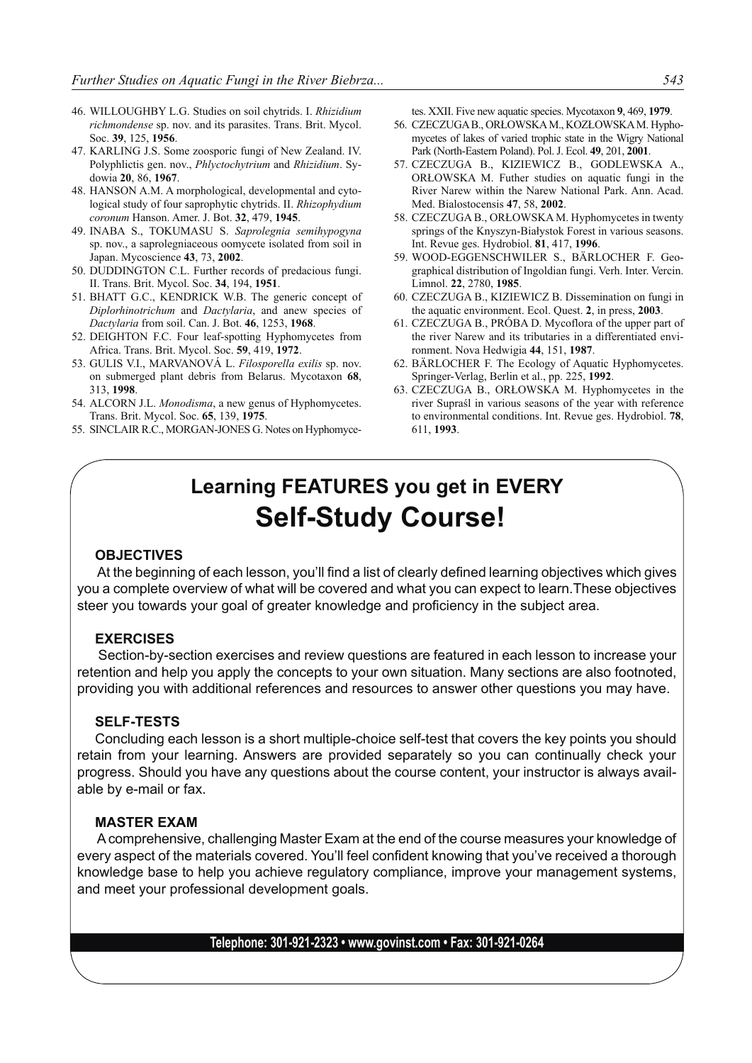46. WILLOUGHBY L.G. Studies on soil chytrids. I. *Rhizidium richmondense* sp. nov. and its parasites. Trans. Brit. Mycol. Soc. **39**, 125, **1956**.
47. KARLING J.S. Some zoosporic fungi of New Zealand. IV. Polyphlictis gen. nov., *Phlyctochytrium* and *Rhizidium*. Sydowia **20**, 86, **1967**.
48. HANSON A.M. A morphological, developmental and cytological study of four saprophytic chytrids. II. *Rhizophydium coronum* Hanson. Amer. J. Bot. **32**, 479, **1945**.
49. INABA S., TOKUMASU S. *Saprolegnia semihypogyna* sp. nov., a saprolegniaceous oomycete isolated from soil in Japan. Mycoscience **43**, 73, **2002**.
50. DUDDINGTON C.L. Further records of predacious fungi. II. Trans. Brit. Mycol. Soc. **34**, 194, **1951**.
51. BHATT G.C., KENDRICK W.B. The generic concept of *Diplorhinotrichum* and *Dactylaria*, and anew species of *Dactylaria* from soil. Can. J. Bot. **46**, 1253, **1968**.
52. DEIGHTON F.C. Four leaf-spotting Hyphomycetes from Africa. Trans. Brit. Mycol. Soc. **59**, 419, **1972**.
53. GULIS V.I., MARVANOVÁ L. *Filosporella exilis* sp. nov. on submerged plant debris from Belarus. Mycotaxon **68**, 313, **1998**.
54. ALCORN J.L. *Monodisma*, a new genus of Hyphomycetes. Trans. Brit. Mycol. Soc. **65**, 139, **1975**.
55. SINCLAIR R.C., MORGAN-JONES G. Notes on Hyphomycetes. XXII. Five new aquatic species. Mycotaxon **9**, 469, **1979**.
56. CZECZUGA B., ORŁOWSKA M., KOZŁOWSKA M. Hyphomycetes of lakes of varied trophic state in the Wigry National Park (North-Eastern Poland). Pol. J. Ecol. **49**, 201, **2001**.
57. CZECZUGA B., KIZIEWICZ B., GODLEWSKA A., ORŁOWSKA M. Futher studies on aquatic fungi in the River Narew within the Narew National Park. Ann. Acad. Med. Bialostocensis **47**, 58, **2002**.
58. CZECZUGA B., ORŁOWSKA M. Hyphomycetes in twenty springs of the Knyszyn-Białystok Forest in various seasons. Int. Revue ges. Hydrobiol. **81**, 417, **1996**.
59. WOOD-EGGENSCHWILER S., BÄRLOCHER F. Geographical distribution of Ingoldian fungi. Verh. Inter. Vercin. Limnol. **22**, 2780, **1985**.
60. CZECZUGA B., KIZIEWICZ B. Dissemination on fungi in the aquatic environment. Ecol. Quest. **2**, in press, **2003**.
61. CZECZUGA B., PRÓBA D. Mycoflora of the upper part of the river Narew and its tributaries in a differentiated environment. Nova Hedwigia **44**, 151, **1987**.
62. BÄRLOCHER F. The Ecology of Aquatic Hyphomycetes. Springer-Verlag, Berlin et al., pp. 225, **1992**.
63. CZECZUGA B., ORŁOWSKA M. Hyphomycetes in the river Supraśl in various seasons of the year with reference to environmental conditions. Int. Revue ges. Hydrobiol. **78**, 611, **1993**.

## Learning FEATURES you get in EVERY
# Self-Study Course!

### OBJECTIVES

At the beginning of each lesson, you'll find a list of clearly defined learning objectives which gives you a complete overview of what will be covered and what you can expect to learn.These objectives steer you towards your goal of greater knowledge and proficiency in the subject area.

### EXERCISES

Section-by-section exercises and review questions are featured in each lesson to increase your retention and help you apply the concepts to your own situation. Many sections are also footnoted, providing you with additional references and resources to answer other questions you may have.

### SELF-TESTS

Concluding each lesson is a short multiple-choice self-test that covers the key points you should retain from your learning. Answers are provided separately so you can continually check your progress. Should you have any questions about the course content, your instructor is always available by e-mail or fax.

### MASTER EXAM

A comprehensive, challenging Master Exam at the end of the course measures your knowledge of every aspect of the materials covered. You'll feel confident knowing that you've received a thorough knowledge base to help you achieve regulatory compliance, improve your management systems, and meet your professional development goals.

**Telephone: 301-921-2323 • www.govinst.com • Fax: 301-921-0264**